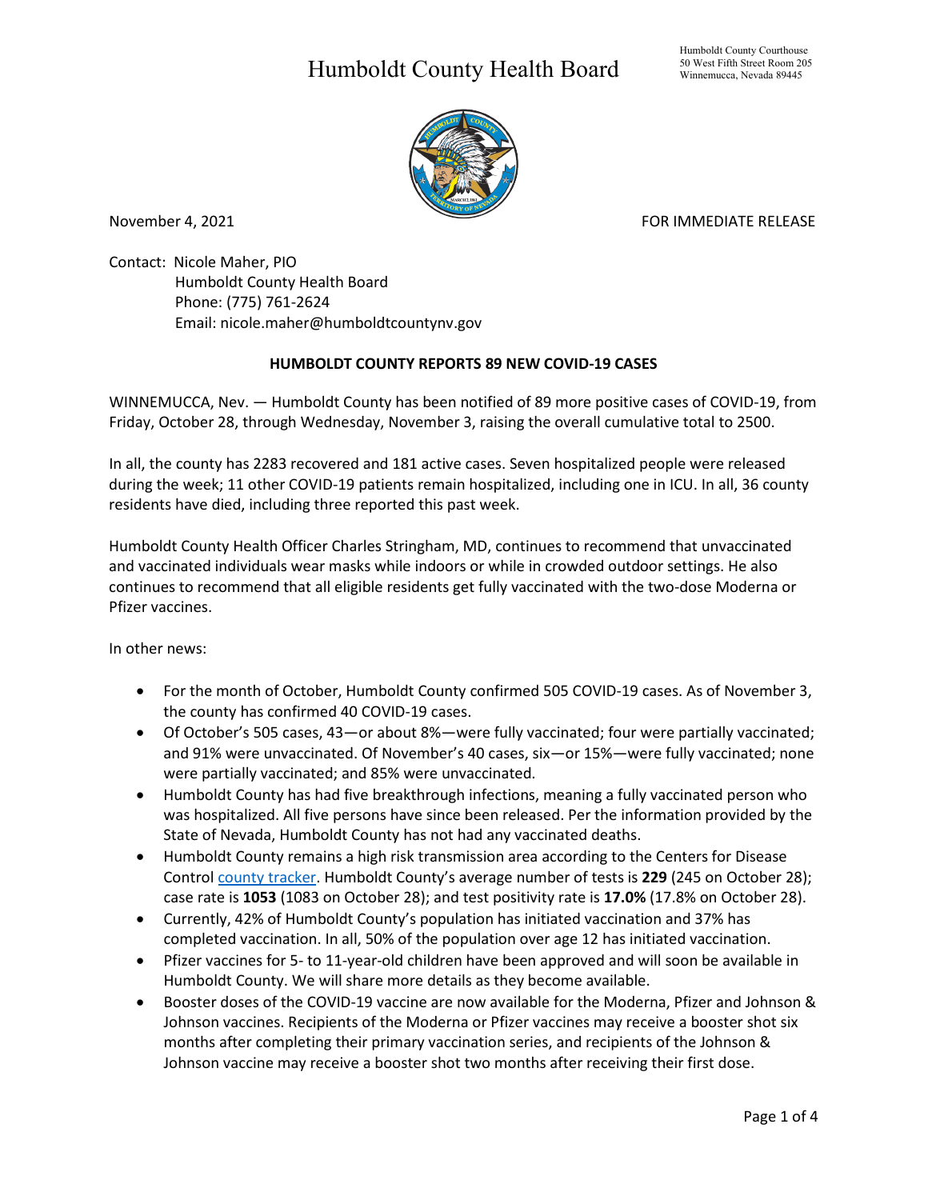# Humboldt County Health Board

Humboldt County Courthouse
50 West Fifth Street Room 205
Winnemucca, Nevada 89445

November 4, 2021

FOR IMMEDIATE RELEASE

Contact: Nicole Maher, PIO
Humboldt County Health Board
Phone: (775) 761-2624
Email: nicole.maher@humboldtcountynv.gov

**HUMBOLDT COUNTY REPORTS 89 NEW COVID-19 CASES**

WINNEMUCCA, Nev. — Humboldt County has been notified of 89 more positive cases of COVID-19, from Friday, October 28, through Wednesday, November 3, raising the overall cumulative total to 2500.

In all, the county has 2283 recovered and 181 active cases. Seven hospitalized people were released during the week; 11 other COVID-19 patients remain hospitalized, including one in ICU. In all, 36 county residents have died, including three reported this past week.

Humboldt County Health Officer Charles Stringham, MD, continues to recommend that unvaccinated and vaccinated individuals wear masks while indoors or while in crowded outdoor settings. He also continues to recommend that all eligible residents get fully vaccinated with the two-dose Moderna or Pfizer vaccines.

In other news:

- For the month of October, Humboldt County confirmed 505 COVID-19 cases. As of November 3, the county has confirmed 40 COVID-19 cases.
- Of October's 505 cases, 43—or about 8%—were fully vaccinated; four were partially vaccinated; and 91% were unvaccinated. Of November's 40 cases, six—or 15%—were fully vaccinated; none were partially vaccinated; and 85% were unvaccinated.
- Humboldt County has had five breakthrough infections, meaning a fully vaccinated person who was hospitalized. All five persons have since been released. Per the information provided by the State of Nevada, Humboldt County has not had any vaccinated deaths.
- Humboldt County remains a high risk transmission area according to the Centers for Disease Control county tracker. Humboldt County's average number of tests is **229** (245 on October 28); case rate is **1053** (1083 on October 28); and test positivity rate is **17.0%** (17.8% on October 28).
- Currently, 42% of Humboldt County's population has initiated vaccination and 37% has completed vaccination. In all, 50% of the population over age 12 has initiated vaccination.
- Pfizer vaccines for 5- to 11-year-old children have been approved and will soon be available in Humboldt County. We will share more details as they become available.
- Booster doses of the COVID-19 vaccine are now available for the Moderna, Pfizer and Johnson & Johnson vaccines. Recipients of the Moderna or Pfizer vaccines may receive a booster shot six months after completing their primary vaccination series, and recipients of the Johnson & Johnson vaccine may receive a booster shot two months after receiving their first dose.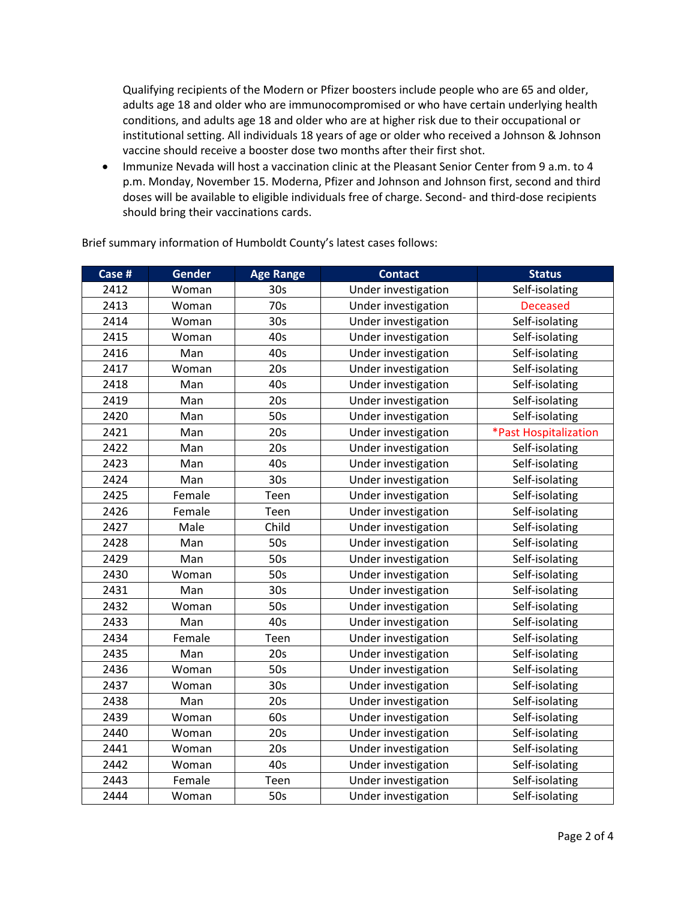Qualifying recipients of the Modern or Pfizer boosters include people who are 65 and older, adults age 18 and older who are immunocompromised or who have certain underlying health conditions, and adults age 18 and older who are at higher risk due to their occupational or institutional setting. All individuals 18 years of age or older who received a Johnson & Johnson vaccine should receive a booster dose two months after their first shot.

- Immunize Nevada will host a vaccination clinic at the Pleasant Senior Center from 9 a.m. to 4 p.m. Monday, November 15. Moderna, Pfizer and Johnson and Johnson first, second and third doses will be available to eligible individuals free of charge. Second- and third-dose recipients should bring their vaccinations cards.

Brief summary information of Humboldt County's latest cases follows:

| Case # | Gender | Age Range | Contact | Status |
|---|---|---|---|---|
| 2412 | Woman | 30s | Under investigation | Self-isolating |
| 2413 | Woman | 70s | Under investigation | Deceased |
| 2414 | Woman | 30s | Under investigation | Self-isolating |
| 2415 | Woman | 40s | Under investigation | Self-isolating |
| 2416 | Man | 40s | Under investigation | Self-isolating |
| 2417 | Woman | 20s | Under investigation | Self-isolating |
| 2418 | Man | 40s | Under investigation | Self-isolating |
| 2419 | Man | 20s | Under investigation | Self-isolating |
| 2420 | Man | 50s | Under investigation | Self-isolating |
| 2421 | Man | 20s | Under investigation | *Past Hospitalization |
| 2422 | Man | 20s | Under investigation | Self-isolating |
| 2423 | Man | 40s | Under investigation | Self-isolating |
| 2424 | Man | 30s | Under investigation | Self-isolating |
| 2425 | Female | Teen | Under investigation | Self-isolating |
| 2426 | Female | Teen | Under investigation | Self-isolating |
| 2427 | Male | Child | Under investigation | Self-isolating |
| 2428 | Man | 50s | Under investigation | Self-isolating |
| 2429 | Man | 50s | Under investigation | Self-isolating |
| 2430 | Woman | 50s | Under investigation | Self-isolating |
| 2431 | Man | 30s | Under investigation | Self-isolating |
| 2432 | Woman | 50s | Under investigation | Self-isolating |
| 2433 | Man | 40s | Under investigation | Self-isolating |
| 2434 | Female | Teen | Under investigation | Self-isolating |
| 2435 | Man | 20s | Under investigation | Self-isolating |
| 2436 | Woman | 50s | Under investigation | Self-isolating |
| 2437 | Woman | 30s | Under investigation | Self-isolating |
| 2438 | Man | 20s | Under investigation | Self-isolating |
| 2439 | Woman | 60s | Under investigation | Self-isolating |
| 2440 | Woman | 20s | Under investigation | Self-isolating |
| 2441 | Woman | 20s | Under investigation | Self-isolating |
| 2442 | Woman | 40s | Under investigation | Self-isolating |
| 2443 | Female | Teen | Under investigation | Self-isolating |
| 2444 | Woman | 50s | Under investigation | Self-isolating |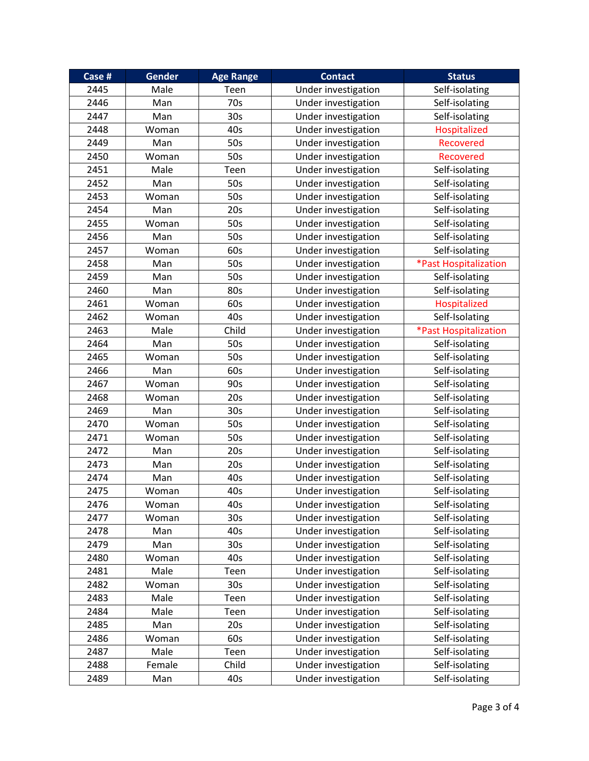| Case # | Gender | Age Range | Contact | Status |
|---|---|---|---|---|
| 2445 | Male | Teen | Under investigation | Self-isolating |
| 2446 | Man | 70s | Under investigation | Self-isolating |
| 2447 | Man | 30s | Under investigation | Self-isolating |
| 2448 | Woman | 40s | Under investigation | Hospitalized |
| 2449 | Man | 50s | Under investigation | Recovered |
| 2450 | Woman | 50s | Under investigation | Recovered |
| 2451 | Male | Teen | Under investigation | Self-isolating |
| 2452 | Man | 50s | Under investigation | Self-isolating |
| 2453 | Woman | 50s | Under investigation | Self-isolating |
| 2454 | Man | 20s | Under investigation | Self-isolating |
| 2455 | Woman | 50s | Under investigation | Self-isolating |
| 2456 | Man | 50s | Under investigation | Self-isolating |
| 2457 | Woman | 60s | Under investigation | Self-isolating |
| 2458 | Man | 50s | Under investigation | *Past Hospitalization |
| 2459 | Man | 50s | Under investigation | Self-isolating |
| 2460 | Man | 80s | Under investigation | Self-isolating |
| 2461 | Woman | 60s | Under investigation | Hospitalized |
| 2462 | Woman | 40s | Under investigation | Self-Isolating |
| 2463 | Male | Child | Under investigation | *Past Hospitalization |
| 2464 | Man | 50s | Under investigation | Self-isolating |
| 2465 | Woman | 50s | Under investigation | Self-isolating |
| 2466 | Man | 60s | Under investigation | Self-isolating |
| 2467 | Woman | 90s | Under investigation | Self-isolating |
| 2468 | Woman | 20s | Under investigation | Self-isolating |
| 2469 | Man | 30s | Under investigation | Self-isolating |
| 2470 | Woman | 50s | Under investigation | Self-isolating |
| 2471 | Woman | 50s | Under investigation | Self-isolating |
| 2472 | Man | 20s | Under investigation | Self-isolating |
| 2473 | Man | 20s | Under investigation | Self-isolating |
| 2474 | Man | 40s | Under investigation | Self-isolating |
| 2475 | Woman | 40s | Under investigation | Self-isolating |
| 2476 | Woman | 40s | Under investigation | Self-isolating |
| 2477 | Woman | 30s | Under investigation | Self-isolating |
| 2478 | Man | 40s | Under investigation | Self-isolating |
| 2479 | Man | 30s | Under investigation | Self-isolating |
| 2480 | Woman | 40s | Under investigation | Self-isolating |
| 2481 | Male | Teen | Under investigation | Self-isolating |
| 2482 | Woman | 30s | Under investigation | Self-isolating |
| 2483 | Male | Teen | Under investigation | Self-isolating |
| 2484 | Male | Teen | Under investigation | Self-isolating |
| 2485 | Man | 20s | Under investigation | Self-isolating |
| 2486 | Woman | 60s | Under investigation | Self-isolating |
| 2487 | Male | Teen | Under investigation | Self-isolating |
| 2488 | Female | Child | Under investigation | Self-isolating |
| 2489 | Man | 40s | Under investigation | Self-isolating |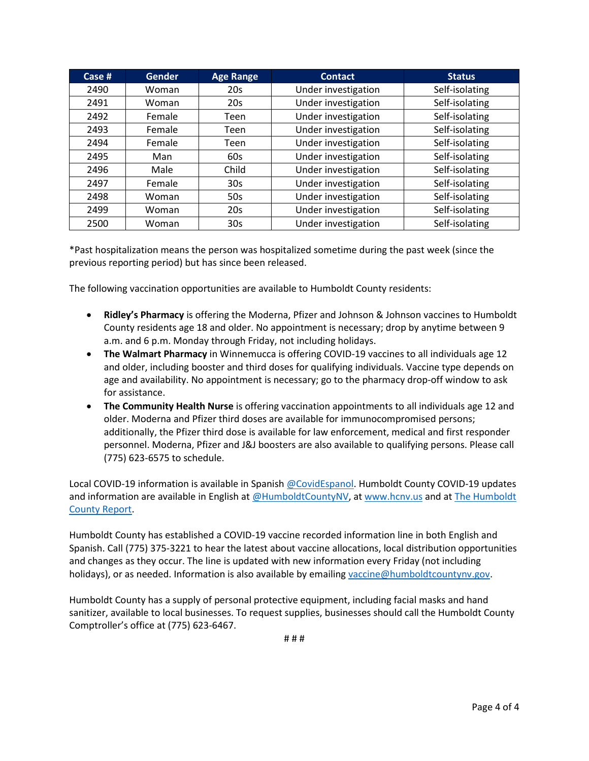| Case # | Gender | Age Range | Contact | Status |
|---|---|---|---|---|
| 2490 | Woman | 20s | Under investigation | Self-isolating |
| 2491 | Woman | 20s | Under investigation | Self-isolating |
| 2492 | Female | Teen | Under investigation | Self-isolating |
| 2493 | Female | Teen | Under investigation | Self-isolating |
| 2494 | Female | Teen | Under investigation | Self-isolating |
| 2495 | Man | 60s | Under investigation | Self-isolating |
| 2496 | Male | Child | Under investigation | Self-isolating |
| 2497 | Female | 30s | Under investigation | Self-isolating |
| 2498 | Woman | 50s | Under investigation | Self-isolating |
| 2499 | Woman | 20s | Under investigation | Self-isolating |
| 2500 | Woman | 30s | Under investigation | Self-isolating |

*Past hospitalization means the person was hospitalized sometime during the past week (since the previous reporting period) but has since been released.

The following vaccination opportunities are available to Humboldt County residents:

- **Ridley's Pharmacy** is offering the Moderna, Pfizer and Johnson & Johnson vaccines to Humboldt County residents age 18 and older. No appointment is necessary; drop by anytime between 9 a.m. and 6 p.m. Monday through Friday, not including holidays.
- **The Walmart Pharmacy** in Winnemucca is offering COVID-19 vaccines to all individuals age 12 and older, including booster and third doses for qualifying individuals. Vaccine type depends on age and availability. No appointment is necessary; go to the pharmacy drop-off window to ask for assistance.
- **The Community Health Nurse** is offering vaccination appointments to all individuals age 12 and older. Moderna and Pfizer third doses are available for immunocompromised persons; additionally, the Pfizer third dose is available for law enforcement, medical and first responder personnel. Moderna, Pfizer and J&J boosters are also available to qualifying persons. Please call (775) 623-6575 to schedule.

Local COVID-19 information is available in Spanish @CovidEspanol. Humboldt County COVID-19 updates and information are available in English at @HumboldtCountyNV, at www.hcnv.us and at The Humboldt County Report.

Humboldt County has established a COVID-19 vaccine recorded information line in both English and Spanish. Call (775) 375-3221 to hear the latest about vaccine allocations, local distribution opportunities and changes as they occur. The line is updated with new information every Friday (not including holidays), or as needed. Information is also available by emailing vaccine@humboldtcountynv.gov.

Humboldt County has a supply of personal protective equipment, including facial masks and hand sanitizer, available to local businesses. To request supplies, businesses should call the Humboldt County Comptroller's office at (775) 623-6467.

# # #